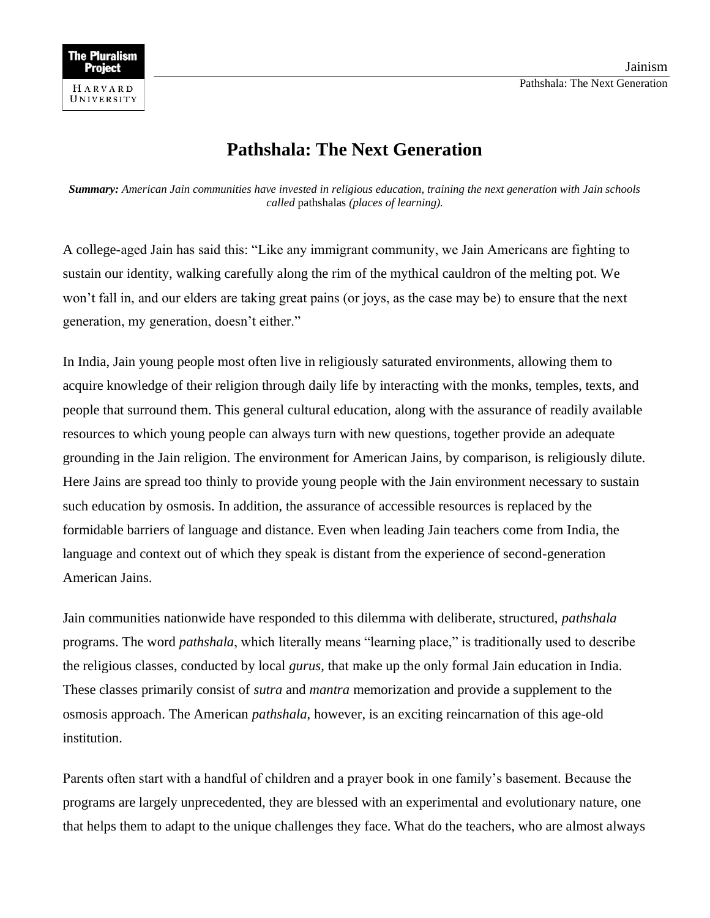# Pathshala: The Next Generation

***Summary:*** *American Jain communities have invested in religious education, training the next generation with Jain schools called* pathshalas *(places of learning).*

A college-aged Jain has said this: "Like any immigrant community, we Jain Americans are fighting to sustain our identity, walking carefully along the rim of the mythical cauldron of the melting pot. We won't fall in, and our elders are taking great pains (or joys, as the case may be) to ensure that the next generation, my generation, doesn't either."

In India, Jain young people most often live in religiously saturated environments, allowing them to acquire knowledge of their religion through daily life by interacting with the monks, temples, texts, and people that surround them. This general cultural education, along with the assurance of readily available resources to which young people can always turn with new questions, together provide an adequate grounding in the Jain religion. The environment for American Jains, by comparison, is religiously dilute. Here Jains are spread too thinly to provide young people with the Jain environment necessary to sustain such education by osmosis. In addition, the assurance of accessible resources is replaced by the formidable barriers of language and distance. Even when leading Jain teachers come from India, the language and context out of which they speak is distant from the experience of second-generation American Jains.

Jain communities nationwide have responded to this dilemma with deliberate, structured, *pathshala* programs. The word *pathshala*, which literally means "learning place," is traditionally used to describe the religious classes, conducted by local *gurus,* that make up the only formal Jain education in India. These classes primarily consist of *sutra* and *mantra* memorization and provide a supplement to the osmosis approach. The American *pathshala*, however, is an exciting reincarnation of this age-old institution.

Parents often start with a handful of children and a prayer book in one family's basement. Because the programs are largely unprecedented, they are blessed with an experimental and evolutionary nature, one that helps them to adapt to the unique challenges they face. What do the teachers, who are almost always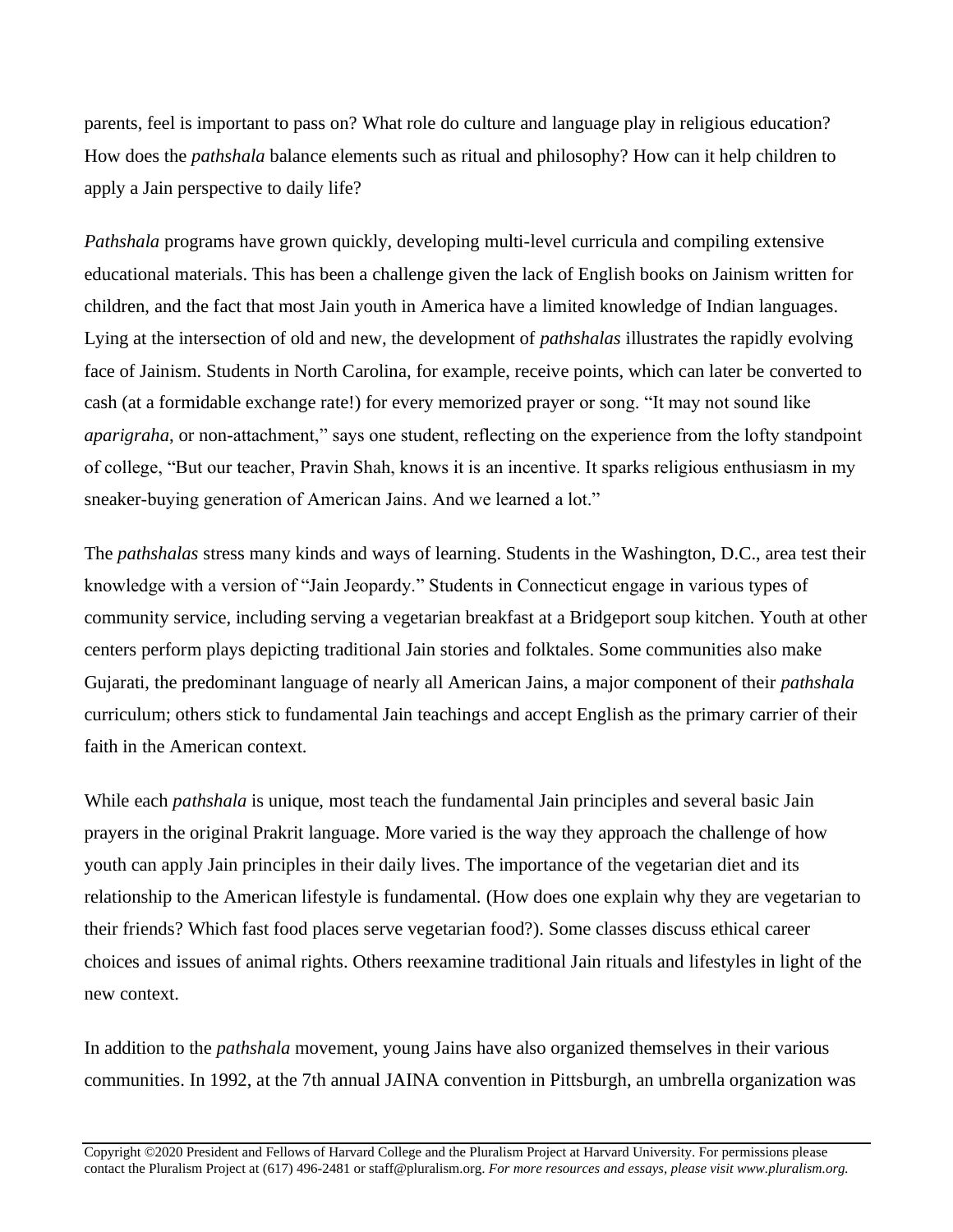parents, feel is important to pass on? What role do culture and language play in religious education? How does the *pathshala* balance elements such as ritual and philosophy? How can it help children to apply a Jain perspective to daily life?

*Pathshala* programs have grown quickly, developing multi-level curricula and compiling extensive educational materials. This has been a challenge given the lack of English books on Jainism written for children, and the fact that most Jain youth in America have a limited knowledge of Indian languages. Lying at the intersection of old and new, the development of *pathshalas* illustrates the rapidly evolving face of Jainism. Students in North Carolina, for example, receive points, which can later be converted to cash (at a formidable exchange rate!) for every memorized prayer or song. "It may not sound like *aparigraha*, or non-attachment," says one student, reflecting on the experience from the lofty standpoint of college, "But our teacher, Pravin Shah, knows it is an incentive. It sparks religious enthusiasm in my sneaker-buying generation of American Jains. And we learned a lot."

The *pathshalas* stress many kinds and ways of learning. Students in the Washington, D.C., area test their knowledge with a version of "Jain Jeopardy." Students in Connecticut engage in various types of community service, including serving a vegetarian breakfast at a Bridgeport soup kitchen. Youth at other centers perform plays depicting traditional Jain stories and folktales. Some communities also make Gujarati, the predominant language of nearly all American Jains, a major component of their *pathshala* curriculum; others stick to fundamental Jain teachings and accept English as the primary carrier of their faith in the American context.

While each *pathshala* is unique, most teach the fundamental Jain principles and several basic Jain prayers in the original Prakrit language. More varied is the way they approach the challenge of how youth can apply Jain principles in their daily lives. The importance of the vegetarian diet and its relationship to the American lifestyle is fundamental. (How does one explain why they are vegetarian to their friends? Which fast food places serve vegetarian food?). Some classes discuss ethical career choices and issues of animal rights. Others reexamine traditional Jain rituals and lifestyles in light of the new context.

In addition to the *pathshala* movement, young Jains have also organized themselves in their various communities. In 1992, at the 7th annual JAINA convention in Pittsburgh, an umbrella organization was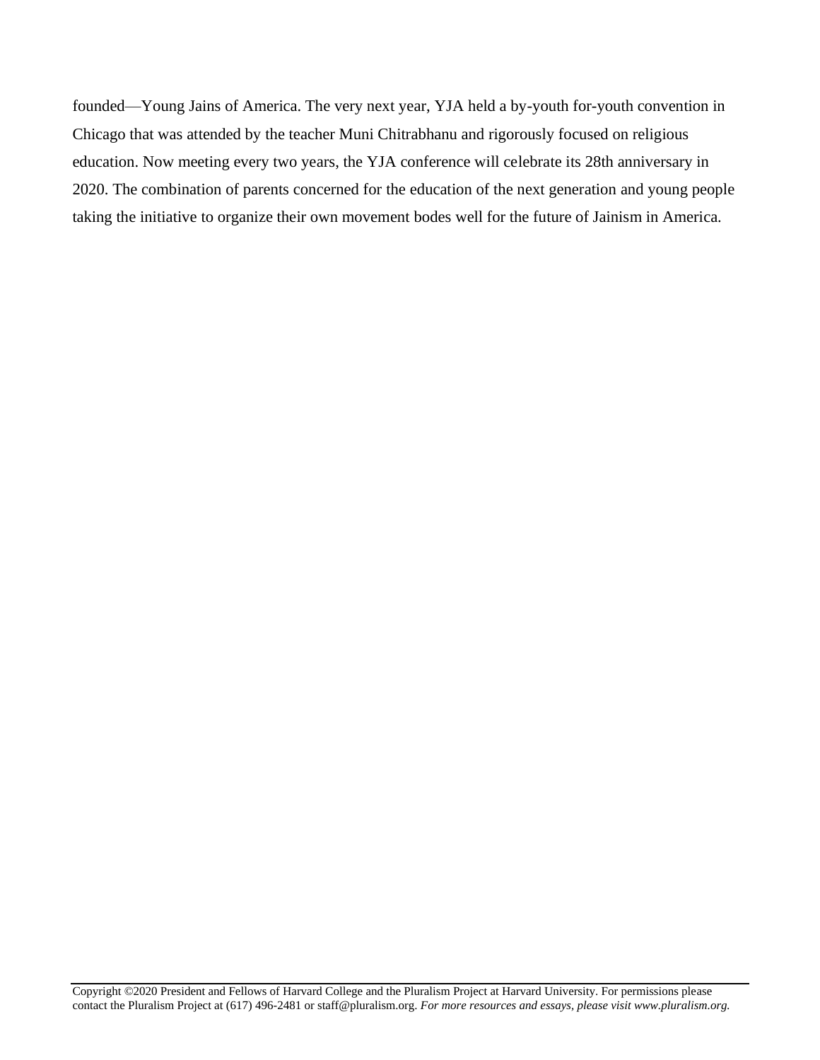founded—Young Jains of America. The very next year, YJA held a by-youth for-youth convention in Chicago that was attended by the teacher Muni Chitrabhanu and rigorously focused on religious education. Now meeting every two years, the YJA conference will celebrate its 28th anniversary in 2020. The combination of parents concerned for the education of the next generation and young people taking the initiative to organize their own movement bodes well for the future of Jainism in America.